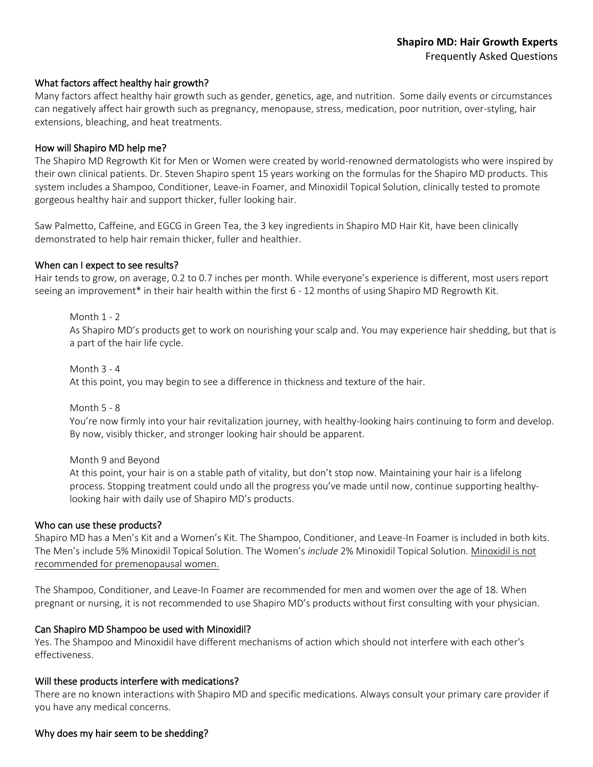# Shapiro MD: Hair Growth Experts

Frequently Asked Questions

## What factors affect healthy hair growth?

Many factors affect healthy hair growth such as gender, genetics, age, and nutrition. Some daily events or circumstances can negatively affect hair growth such as pregnancy, menopause, stress, medication, poor nutrition, over-styling, hair extensions, bleaching, and heat treatments.

## How will Shapiro MD help me?

The Shapiro MD Regrowth Kit for Men or Women were created by world-renowned dermatologists who were inspired by their own clinical patients. Dr. Steven Shapiro spent 15 years working on the formulas for the Shapiro MD products. This system includes a Shampoo, Conditioner, Leave-in Foamer, and Minoxidil Topical Solution, clinically tested to promote gorgeous healthy hair and support thicker, fuller looking hair.

Saw Palmetto, Caffeine, and EGCG in Green Tea, the 3 key ingredients in Shapiro MD Hair Kit, have been clinically demonstrated to help hair remain thicker, fuller and healthier.

## When can I expect to see results?

Hair tends to grow, on average, 0.2 to 0.7 inches per month. While everyone's experience is different, most users report seeing an improvement* in their hair health within the first 6 - 12 months of using Shapiro MD Regrowth Kit.

Month 1 - 2
As Shapiro MD's products get to work on nourishing your scalp and. You may experience hair shedding, but that is a part of the hair life cycle.

Month 3 - 4
At this point, you may begin to see a difference in thickness and texture of the hair.

Month 5 - 8
You're now firmly into your hair revitalization journey, with healthy-looking hairs continuing to form and develop. By now, visibly thicker, and stronger looking hair should be apparent.

Month 9 and Beyond
At this point, your hair is on a stable path of vitality, but don't stop now. Maintaining your hair is a lifelong process. Stopping treatment could undo all the progress you've made until now, continue supporting healthy-looking hair with daily use of Shapiro MD's products.

## Who can use these products?

Shapiro MD has a Men's Kit and a Women's Kit. The Shampoo, Conditioner, and Leave-In Foamer is included in both kits. The Men's include 5% Minoxidil Topical Solution. The Women's *include* 2% Minoxidil Topical Solution. <u>Minoxidil is not recommended for premenopausal women.</u>

The Shampoo, Conditioner, and Leave-In Foamer are recommended for men and women over the age of 18. When pregnant or nursing, it is not recommended to use Shapiro MD's products without first consulting with your physician.

## Can Shapiro MD Shampoo be used with Minoxidil?

Yes. The Shampoo and Minoxidil have different mechanisms of action which should not interfere with each other's effectiveness.

## Will these products interfere with medications?

There are no known interactions with Shapiro MD and specific medications. Always consult your primary care provider if you have any medical concerns.

## Why does my hair seem to be shedding?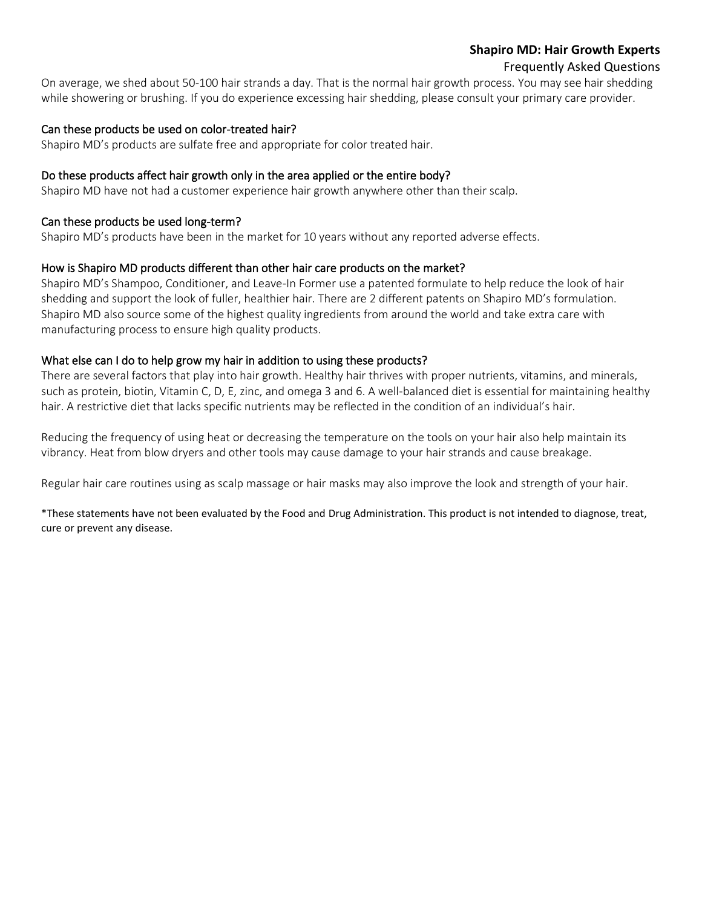On average, we shed about 50-100 hair strands a day. That is the normal hair growth process. You may see hair shedding while showering or brushing. If you do experience excessing hair shedding, please consult your primary care provider.

### Can these products be used on color-treated hair?

Shapiro MD's products are sulfate free and appropriate for color treated hair.

### Do these products affect hair growth only in the area applied or the entire body?

Shapiro MD have not had a customer experience hair growth anywhere other than their scalp.

### Can these products be used long-term?

Shapiro MD's products have been in the market for 10 years without any reported adverse effects.

### How is Shapiro MD products different than other hair care products on the market?

Shapiro MD's Shampoo, Conditioner, and Leave-In Former use a patented formulate to help reduce the look of hair shedding and support the look of fuller, healthier hair. There are 2 different patents on Shapiro MD's formulation. Shapiro MD also source some of the highest quality ingredients from around the world and take extra care with manufacturing process to ensure high quality products.

### What else can I do to help grow my hair in addition to using these products?

There are several factors that play into hair growth. Healthy hair thrives with proper nutrients, vitamins, and minerals, such as protein, biotin, Vitamin C, D, E, zinc, and omega 3 and 6. A well-balanced diet is essential for maintaining healthy hair. A restrictive diet that lacks specific nutrients may be reflected in the condition of an individual's hair.

Reducing the frequency of using heat or decreasing the temperature on the tools on your hair also help maintain its vibrancy. Heat from blow dryers and other tools may cause damage to your hair strands and cause breakage.

Regular hair care routines using as scalp massage or hair masks may also improve the look and strength of your hair.

*These statements have not been evaluated by the Food and Drug Administration. This product is not intended to diagnose, treat, cure or prevent any disease.